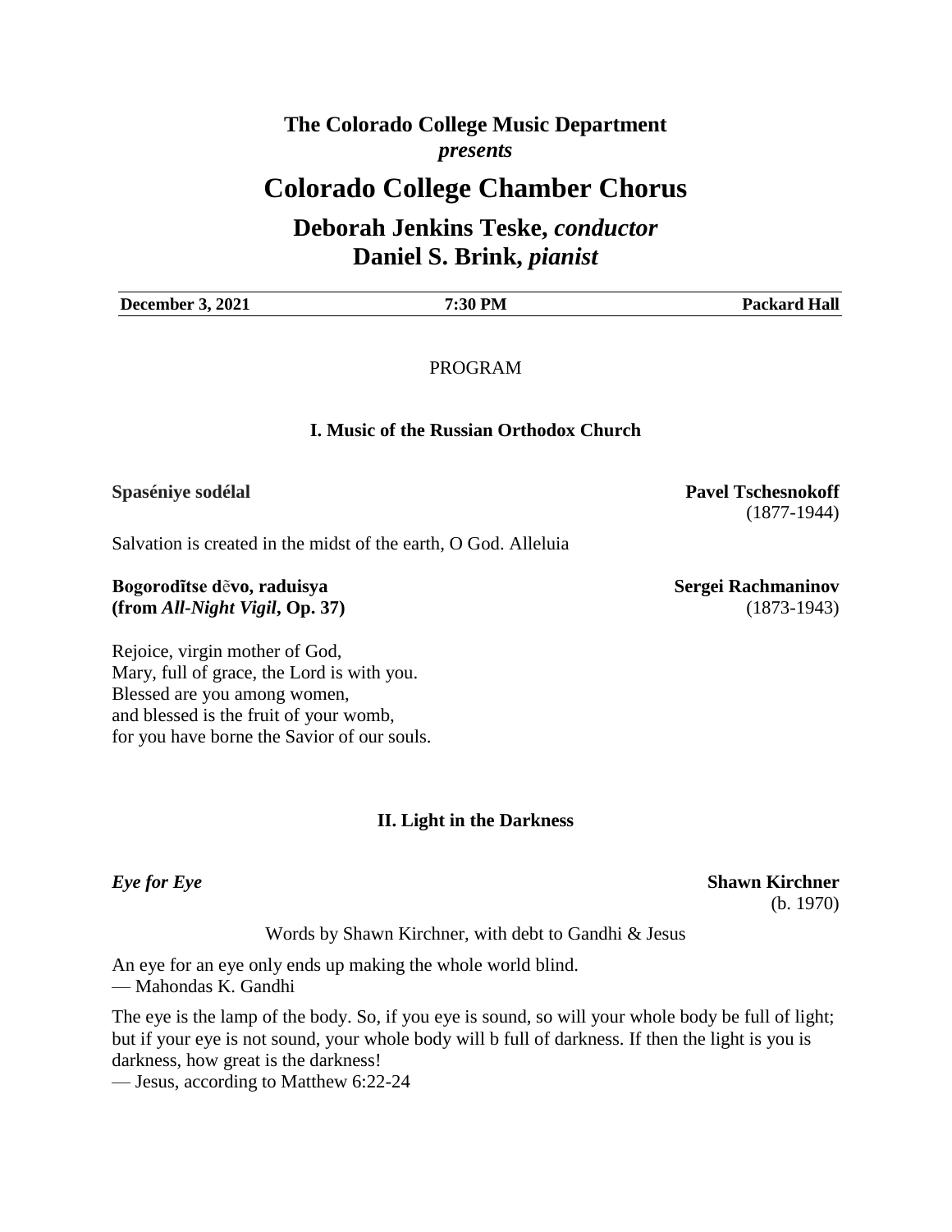**The Colorado College Music Department**
***presents***

# Colorado College Chamber Chorus

## Deborah Jenkins Teske, *conductor*
## Daniel S. Brink, *pianist*

| **December 3, 2021** | **7:30 PM** | **Packard Hall** |
|---|---|---|

PROGRAM

### I. Music of the Russian Orthodox Church

**Spaséniye sodélal** — **Pavel Tschesnokoff** (1877-1944)

Salvation is created in the midst of the earth, O God. Alleluia

**Bogorodītse dĕvo, raduisya**
**(from *All-Night Vigil*, Op. 37)** — **Sergei Rachmaninov** (1873-1943)

Rejoice, virgin mother of God,
Mary, full of grace, the Lord is with you.
Blessed are you among women,
and blessed is the fruit of your womb,
for you have borne the Savior of our souls.

### II. Light in the Darkness

***Eye for Eye*** — **Shawn Kirchner** (b. 1970)

Words by Shawn Kirchner, with debt to Gandhi & Jesus

An eye for an eye only ends up making the whole world blind.
— Mahondas K. Gandhi

The eye is the lamp of the body. So, if you eye is sound, so will your whole body be full of light; but if your eye is not sound, your whole body will b full of darkness. If then the light is you is darkness, how great is the darkness!
— Jesus, according to Matthew 6:22-24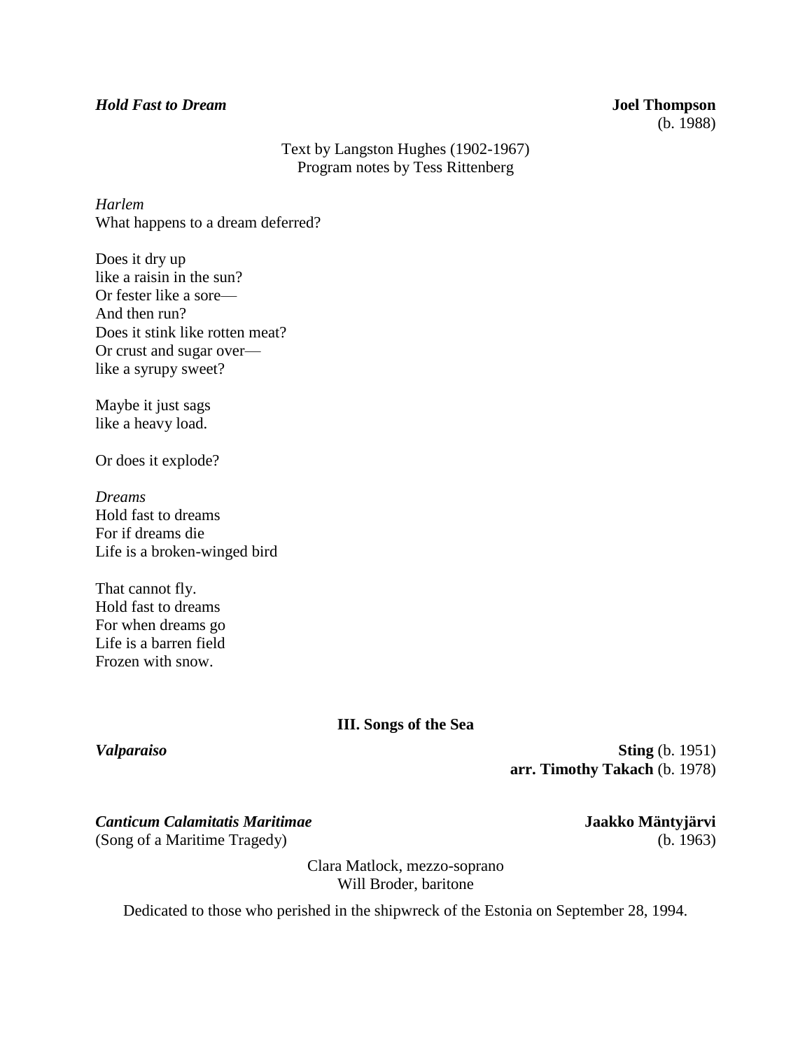***Hold Fast to Dream*** **Joel Thompson** (b. 1988)

Text by Langston Hughes (1902-1967)
Program notes by Tess Rittenberg

*Harlem*
What happens to a dream deferred?

Does it dry up
like a raisin in the sun?
Or fester like a sore—
And then run?
Does it stink like rotten meat?
Or crust and sugar over—
like a syrupy sweet?

Maybe it just sags
like a heavy load.

Or does it explode?

*Dreams*
Hold fast to dreams
For if dreams die
Life is a broken-winged bird

That cannot fly.
Hold fast to dreams
For when dreams go
Life is a barren field
Frozen with snow.

## III. Songs of the Sea

***Valparaiso*** **Sting** (b. 1951)
**arr. Timothy Takach** (b. 1978)

***Canticum Calamitatis Maritimae*** **Jaakko Mäntyjärvi**
(Song of a Maritime Tragedy) (b. 1963)

Clara Matlock, mezzo-soprano
Will Broder, baritone

Dedicated to those who perished in the shipwreck of the Estonia on September 28, 1994.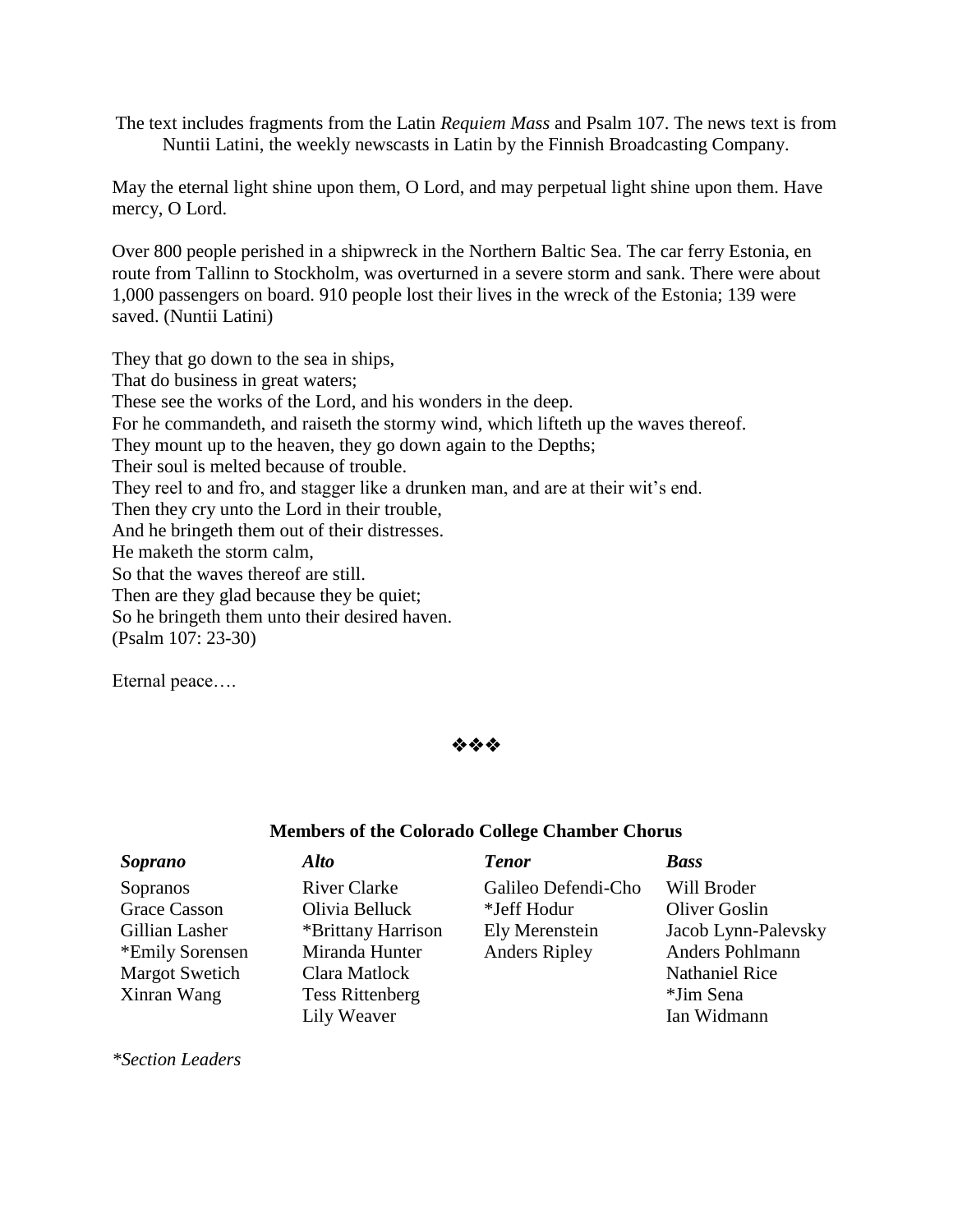The text includes fragments from the Latin *Requiem Mass* and Psalm 107. The news text is from Nuntii Latini, the weekly newscasts in Latin by the Finnish Broadcasting Company.

May the eternal light shine upon them, O Lord, and may perpetual light shine upon them. Have mercy, O Lord.

Over 800 people perished in a shipwreck in the Northern Baltic Sea. The car ferry Estonia, en route from Tallinn to Stockholm, was overturned in a severe storm and sank. There were about 1,000 passengers on board. 910 people lost their lives in the wreck of the Estonia; 139 were saved. (Nuntii Latini)

They that go down to the sea in ships,
That do business in great waters;
These see the works of the Lord, and his wonders in the deep.
For he commandeth, and raiseth the stormy wind, which lifteth up the waves thereof.
They mount up to the heaven, they go down again to the Depths;
Their soul is melted because of trouble.
They reel to and fro, and stagger like a drunken man, and are at their wit's end.
Then they cry unto the Lord in their trouble,
And he bringeth them out of their distresses.
He maketh the storm calm,
So that the waves thereof are still.
Then are they glad because they be quiet;
So he bringeth them unto their desired haven.
(Psalm 107: 23-30)

Eternal peace….

❖❖❖

**Members of the Colorado College Chamber Chorus**

| ***Soprano*** | ***Alto*** | ***Tenor*** | ***Bass*** |
|---|---|---|---|
| Sopranos | River Clarke | Galileo Defendi-Cho | Will Broder |
| Grace Casson | Olivia Belluck | *Jeff Hodur | Oliver Goslin |
| Gillian Lasher | *Brittany Harrison | Ely Merenstein | Jacob Lynn-Palevsky |
| *Emily Sorensen | Miranda Hunter | Anders Ripley | Anders Pohlmann |
| Margot Swetich | Clara Matlock | | Nathaniel Rice |
| Xinran Wang | Tess Rittenberg | | *Jim Sena |
| | Lily Weaver | | Ian Widmann |

**Section Leaders*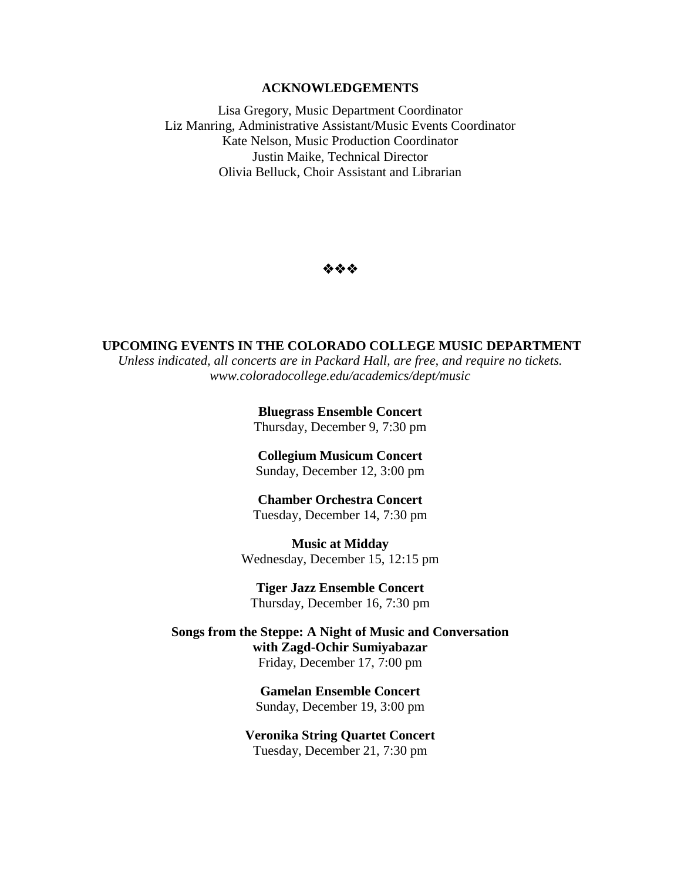## ACKNOWLEDGEMENTS

Lisa Gregory, Music Department Coordinator
Liz Manring, Administrative Assistant/Music Events Coordinator
Kate Nelson, Music Production Coordinator
Justin Maike, Technical Director
Olivia Belluck, Choir Assistant and Librarian

❖❖❖

## UPCOMING EVENTS IN THE COLORADO COLLEGE MUSIC DEPARTMENT

*Unless indicated, all concerts are in Packard Hall, are free, and require no tickets.*
*www.coloradocollege.edu/academics/dept/music*

**Bluegrass Ensemble Concert**
Thursday, December 9, 7:30 pm

**Collegium Musicum Concert**
Sunday, December 12, 3:00 pm

**Chamber Orchestra Concert**
Tuesday, December 14, 7:30 pm

**Music at Midday**
Wednesday, December 15, 12:15 pm

**Tiger Jazz Ensemble Concert**
Thursday, December 16, 7:30 pm

**Songs from the Steppe: A Night of Music and Conversation with Zagd-Ochir Sumiyabazar**
Friday, December 17, 7:00 pm

**Gamelan Ensemble Concert**
Sunday, December 19, 3:00 pm

**Veronika String Quartet Concert**
Tuesday, December 21, 7:30 pm